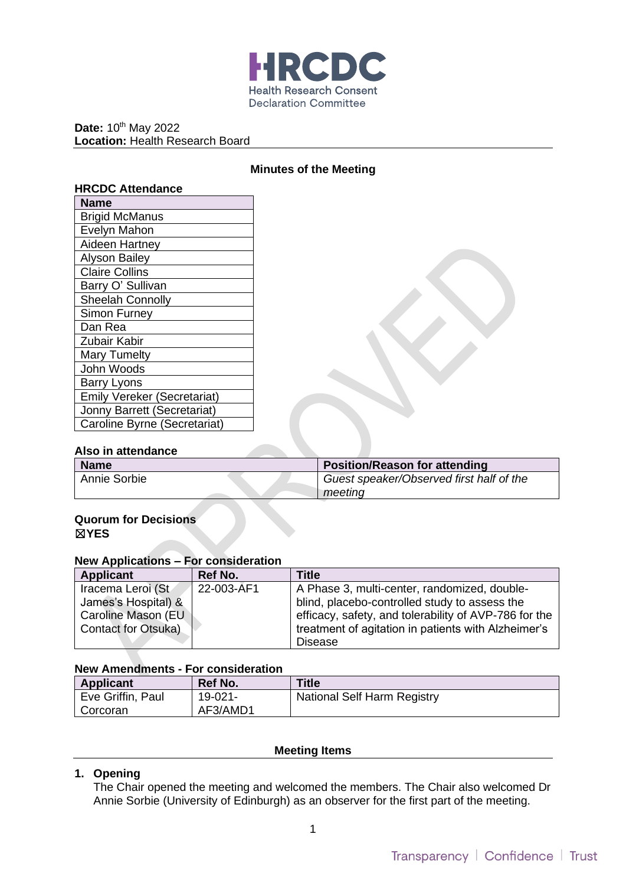HRCDC

Health Research Consent Declaration Committee

**Date:** 10th May 2022
**Location:** Health Research Board

## Minutes of the Meeting

### HRCDC Attendance

| Name |
|---|
| Brigid McManus |
| Evelyn Mahon |
| Aideen Hartney |
| Alyson Bailey |
| Claire Collins |
| Barry O' Sullivan |
| Sheelah Connolly |
| Simon Furney |
| Dan Rea |
| Zubair Kabir |
| Mary Tumelty |
| John Woods |
| Barry Lyons |
| Emily Vereker (Secretariat) |
| Jonny Barrett (Secretariat) |
| Caroline Byrne (Secretariat) |

### Also in attendance

| Name | Position/Reason for attending |
|---|---|
| Annie Sorbie | *Guest speaker/Observed first half of the meeting* |

### Quorum for Decisions
☒**YES**

### New Applications – For consideration

| Applicant | Ref No. | Title |
|---|---|---|
| Iracema Leroi (St James's Hospital) & Caroline Mason (EU Contact for Otsuka) | 22-003-AF1 | A Phase 3, multi-center, randomized, double-blind, placebo-controlled study to assess the efficacy, safety, and tolerability of AVP-786 for the treatment of agitation in patients with Alzheimer's Disease |

### New Amendments - For consideration

| Applicant | Ref No. | Title |
|---|---|---|
| Eve Griffin, Paul Corcoran | 19-021-AF3/AMD1 | National Self Harm Registry |

## Meeting Items

### 1. Opening
The Chair opened the meeting and welcomed the members. The Chair also welcomed Dr Annie Sorbie (University of Edinburgh) as an observer for the first part of the meeting.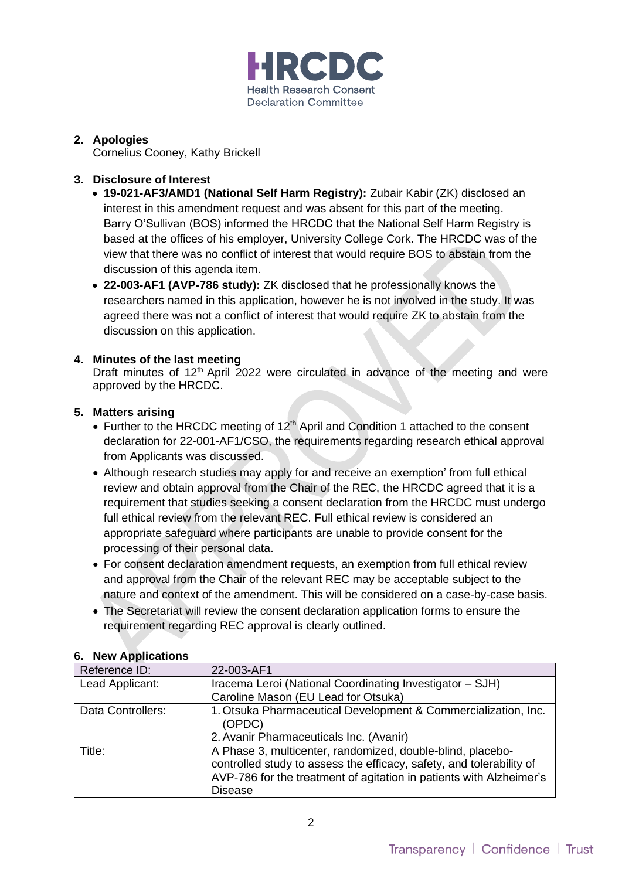## 2. Apologies

Cornelius Cooney, Kathy Brickell

## 3. Disclosure of Interest

- **19-021-AF3/AMD1 (National Self Harm Registry):** Zubair Kabir (ZK) disclosed an interest in this amendment request and was absent for this part of the meeting. Barry O'Sullivan (BOS) informed the HRCDC that the National Self Harm Registry is based at the offices of his employer, University College Cork. The HRCDC was of the view that there was no conflict of interest that would require BOS to abstain from the discussion of this agenda item.
- **22-003-AF1 (AVP-786 study):** ZK disclosed that he professionally knows the researchers named in this application, however he is not involved in the study. It was agreed there was not a conflict of interest that would require ZK to abstain from the discussion on this application.

## 4. Minutes of the last meeting

Draft minutes of 12th April 2022 were circulated in advance of the meeting and were approved by the HRCDC.

## 5. Matters arising

- Further to the HRCDC meeting of 12th April and Condition 1 attached to the consent declaration for 22-001-AF1/CSO, the requirements regarding research ethical approval from Applicants was discussed.
- Although research studies may apply for and receive an exemption' from full ethical review and obtain approval from the Chair of the REC, the HRCDC agreed that it is a requirement that studies seeking a consent declaration from the HRCDC must undergo full ethical review from the relevant REC. Full ethical review is considered an appropriate safeguard where participants are unable to provide consent for the processing of their personal data.
- For consent declaration amendment requests, an exemption from full ethical review and approval from the Chair of the relevant REC may be acceptable subject to the nature and context of the amendment. This will be considered on a case-by-case basis.
- The Secretariat will review the consent declaration application forms to ensure the requirement regarding REC approval is clearly outlined.

## 6. New Applications

| Reference ID: | 22-003-AF1 |
|---|---|
| Lead Applicant: | Iracema Leroi (National Coordinating Investigator – SJH)<br>Caroline Mason (EU Lead for Otsuka) |
| Data Controllers: | 1. Otsuka Pharmaceutical Development & Commercialization, Inc. (OPDC)<br>2. Avanir Pharmaceuticals Inc. (Avanir) |
| Title: | A Phase 3, multicenter, randomized, double-blind, placebo-controlled study to assess the efficacy, safety, and tolerability of AVP-786 for the treatment of agitation in patients with Alzheimer's Disease |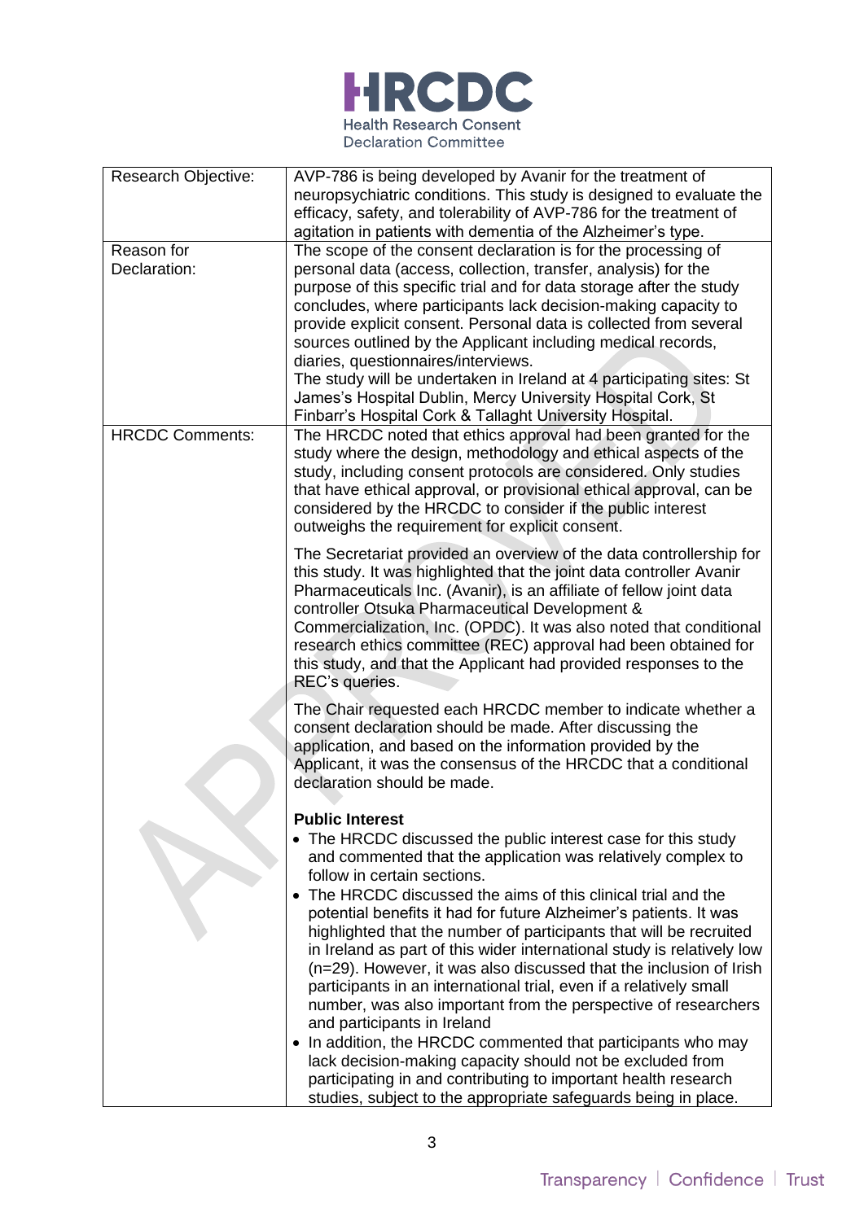| Research Objective: | AVP-786 is being developed by Avanir for the treatment of neuropsychiatric conditions. This study is designed to evaluate the efficacy, safety, and tolerability of AVP-786 for the treatment of agitation in patients with dementia of the Alzheimer's type. |
|---|---|
| Reason for Declaration: | The scope of the consent declaration is for the processing of personal data (access, collection, transfer, analysis) for the purpose of this specific trial and for data storage after the study concludes, where participants lack decision-making capacity to provide explicit consent. Personal data is collected from several sources outlined by the Applicant including medical records, diaries, questionnaires/interviews.<br>The study will be undertaken in Ireland at 4 participating sites: St James's Hospital Dublin, Mercy University Hospital Cork, St Finbarr's Hospital Cork & Tallaght University Hospital. |
| HRCDC Comments: | The HRCDC noted that ethics approval had been granted for the study where the design, methodology and ethical aspects of the study, including consent protocols are considered. Only studies that have ethical approval, or provisional ethical approval, can be considered by the HRCDC to consider if the public interest outweighs the requirement for explicit consent.<br><br>The Secretariat provided an overview of the data controllership for this study. It was highlighted that the joint data controller Avanir Pharmaceuticals Inc. (Avanir), is an affiliate of fellow joint data controller Otsuka Pharmaceutical Development & Commercialization, Inc. (OPDC). It was also noted that conditional research ethics committee (REC) approval had been obtained for this study, and that the Applicant had provided responses to the REC's queries.<br><br>The Chair requested each HRCDC member to indicate whether a consent declaration should be made. After discussing the application, and based on the information provided by the Applicant, it was the consensus of the HRCDC that a conditional declaration should be made.<br><br>**Public Interest**<br>• The HRCDC discussed the public interest case for this study and commented that the application was relatively complex to follow in certain sections.<br>• The HRCDC discussed the aims of this clinical trial and the potential benefits it had for future Alzheimer's patients. It was highlighted that the number of participants that will be recruited in Ireland as part of this wider international study is relatively low (n=29). However, it was also discussed that the inclusion of Irish participants in an international trial, even if a relatively small number, was also important from the perspective of researchers and participants in Ireland<br>• In addition, the HRCDC commented that participants who may lack decision-making capacity should not be excluded from participating in and contributing to important health research studies, subject to the appropriate safeguards being in place. |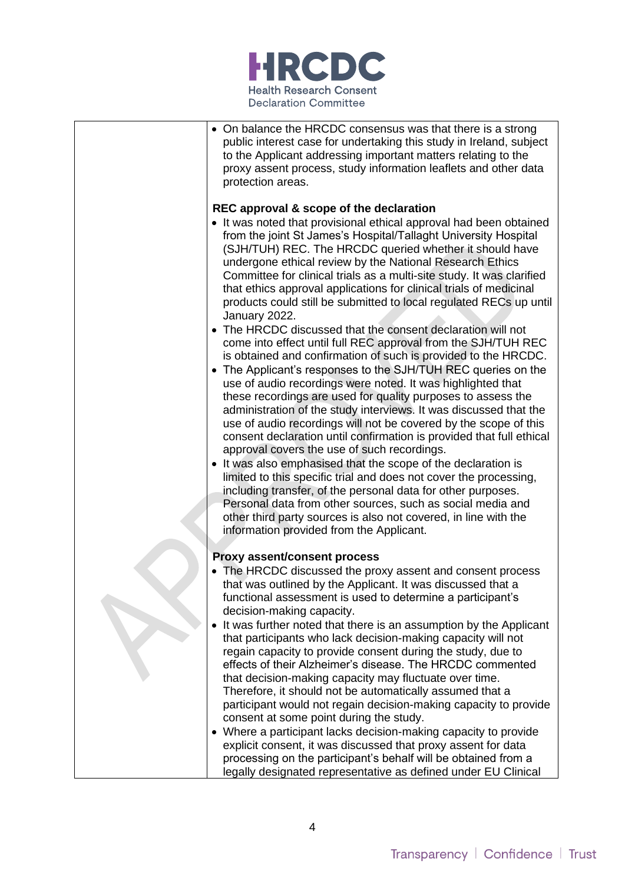- On balance the HRCDC consensus was that there is a strong public interest case for undertaking this study in Ireland, subject to the Applicant addressing important matters relating to the proxy assent process, study information leaflets and other data protection areas.

**REC approval & scope of the declaration**

- It was noted that provisional ethical approval had been obtained from the joint St James's Hospital/Tallaght University Hospital (SJH/TUH) REC. The HRCDC queried whether it should have undergone ethical review by the National Research Ethics Committee for clinical trials as a multi-site study. It was clarified that ethics approval applications for clinical trials of medicinal products could still be submitted to local regulated RECs up until January 2022.
- The HRCDC discussed that the consent declaration will not come into effect until full REC approval from the SJH/TUH REC is obtained and confirmation of such is provided to the HRCDC.
- The Applicant's responses to the SJH/TUH REC queries on the use of audio recordings were noted. It was highlighted that these recordings are used for quality purposes to assess the administration of the study interviews. It was discussed that the use of audio recordings will not be covered by the scope of this consent declaration until confirmation is provided that full ethical approval covers the use of such recordings.
- It was also emphasised that the scope of the declaration is limited to this specific trial and does not cover the processing, including transfer, of the personal data for other purposes. Personal data from other sources, such as social media and other third party sources is also not covered, in line with the information provided from the Applicant.

**Proxy assent/consent process**

- The HRCDC discussed the proxy assent and consent process that was outlined by the Applicant. It was discussed that a functional assessment is used to determine a participant's decision-making capacity.
- It was further noted that there is an assumption by the Applicant that participants who lack decision-making capacity will not regain capacity to provide consent during the study, due to effects of their Alzheimer's disease. The HRCDC commented that decision-making capacity may fluctuate over time. Therefore, it should not be automatically assumed that a participant would not regain decision-making capacity to provide consent at some point during the study.
- Where a participant lacks decision-making capacity to provide explicit consent, it was discussed that proxy assent for data processing on the participant's behalf will be obtained from a legally designated representative as defined under EU Clinical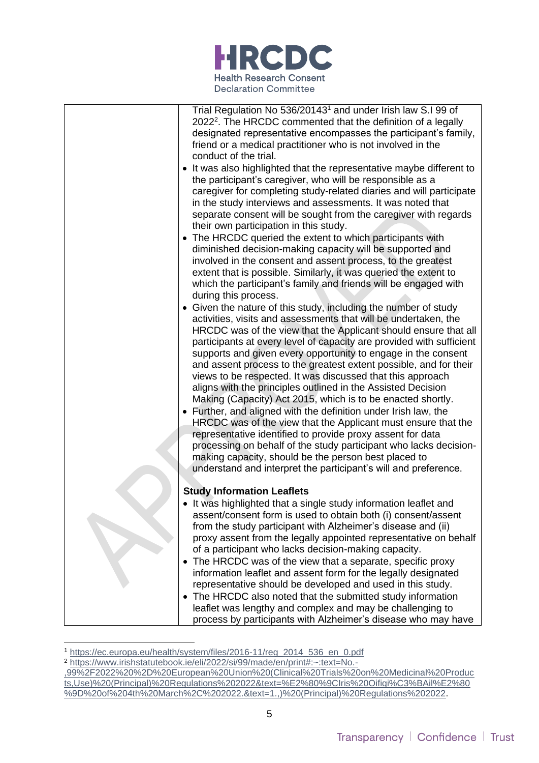| | Trial Regulation No 536/2014[1] and under Irish law S.I 99 of 2022[2]. The HRCDC commented that the definition of a legally designated representative encompasses the participant's family, friend or a medical practitioner who is not involved in the conduct of the trial.<br>• It was also highlighted that the representative maybe different to the participant's caregiver, who will be responsible as a caregiver for completing study-related diaries and will participate in the study interviews and assessments. It was noted that separate consent will be sought from the caregiver with regards their own participation in this study.<br>• The HRCDC queried the extent to which participants with diminished decision-making capacity will be supported and involved in the consent and assent process, to the greatest extent that is possible. Similarly, it was queried the extent to which the participant's family and friends will be engaged with during this process.<br>• Given the nature of this study, including the number of study activities, visits and assessments that will be undertaken, the HRCDC was of the view that the Applicant should ensure that all participants at every level of capacity are provided with sufficient supports and given every opportunity to engage in the consent and assent process to the greatest extent possible, and for their views to be respected. It was discussed that this approach aligns with the principles outlined in the Assisted Decision Making (Capacity) Act 2015, which is to be enacted shortly.<br>• Further, and aligned with the definition under Irish law, the HRCDC was of the view that the Applicant must ensure that the representative identified to provide proxy assent for data processing on behalf of the study participant who lacks decision-making capacity, should be the person best placed to understand and interpret the participant's will and preference.<br><br>**Study Information Leaflets**<br>• It was highlighted that a single study information leaflet and assent/consent form is used to obtain both (i) consent/assent from the study participant with Alzheimer's disease and (ii) proxy assent from the legally appointed representative on behalf of a participant who lacks decision-making capacity.<br>• The HRCDC was of the view that a separate, specific proxy information leaflet and assent form for the legally designated representative should be developed and used in this study.<br>• The HRCDC also noted that the submitted study information leaflet was lengthy and complex and may be challenging to process by participants with Alzheimer's disease who may have |
|---|---|

[1] https://ec.europa.eu/health/system/files/2016-11/reg_2014_536_en_0.pdf

[2] https://www.irishstatutebook.ie/eli/2022/si/99/made/en/print#:~:text=No.-,99%2F2022%20%2D%20European%20Union%20(Clinical%20Trials%20on%20Medicinal%20Products,Use)%20(Principal)%20Regulations%202022&text=%E2%80%9CIris%20Oifigi%C3%BAil%E2%80%9D%20of%204th%20March%2C%202022.&text=1.,)%20(Principal)%20Regulations%202022.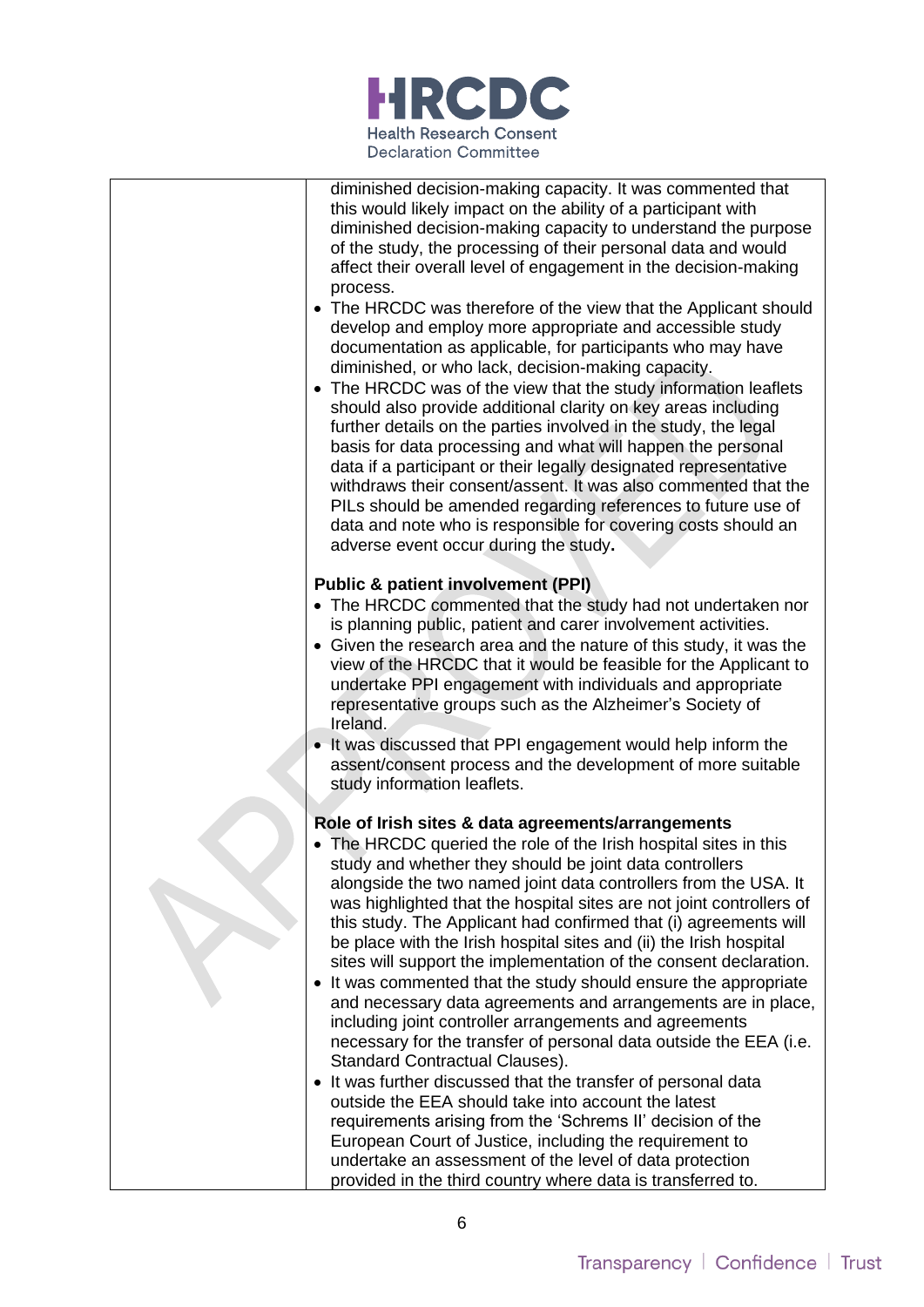| | diminished decision-making capacity. It was commented that this would likely impact on the ability of a participant with diminished decision-making capacity to understand the purpose of the study, the processing of their personal data and would affect their overall level of engagement in the decision-making process.<br>• The HRCDC was therefore of the view that the Applicant should develop and employ more appropriate and accessible study documentation as applicable, for participants who may have diminished, or who lack, decision-making capacity.<br>• The HRCDC was of the view that the study information leaflets should also provide additional clarity on key areas including further details on the parties involved in the study, the legal basis for data processing and what will happen the personal data if a participant or their legally designated representative withdraws their consent/assent. It was also commented that the PILs should be amended regarding references to future use of data and note who is responsible for covering costs should an adverse event occur during the study.<br><br>**Public & patient involvement (PPI)**<br>• The HRCDC commented that the study had not undertaken nor is planning public, patient and carer involvement activities.<br>• Given the research area and the nature of this study, it was the view of the HRCDC that it would be feasible for the Applicant to undertake PPI engagement with individuals and appropriate representative groups such as the Alzheimer's Society of Ireland.<br>• It was discussed that PPI engagement would help inform the assent/consent process and the development of more suitable study information leaflets.<br><br>**Role of Irish sites & data agreements/arrangements**<br>• The HRCDC queried the role of the Irish hospital sites in this study and whether they should be joint data controllers alongside the two named joint data controllers from the USA. It was highlighted that the hospital sites are not joint controllers of this study. The Applicant had confirmed that (i) agreements will be place with the Irish hospital sites and (ii) the Irish hospital sites will support the implementation of the consent declaration.<br>• It was commented that the study should ensure the appropriate and necessary data agreements and arrangements are in place, including joint controller arrangements and agreements necessary for the transfer of personal data outside the EEA (i.e. Standard Contractual Clauses).<br>• It was further discussed that the transfer of personal data outside the EEA should take into account the latest requirements arising from the 'Schrems II' decision of the European Court of Justice, including the requirement to undertake an assessment of the level of data protection provided in the third country where data is transferred to. |
|---|---|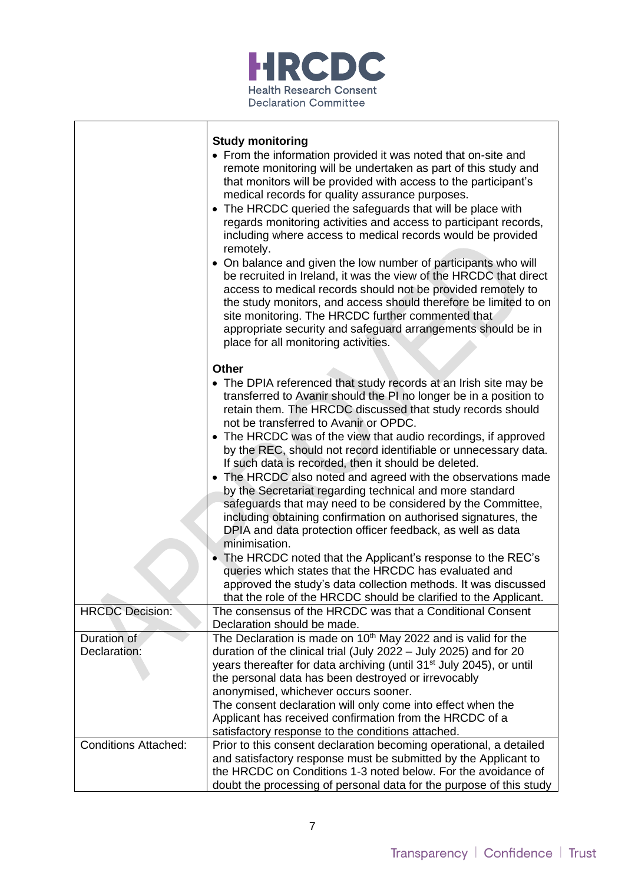| | |
|---|---|
| | **Study monitoring**<br>• From the information provided it was noted that on-site and remote monitoring will be undertaken as part of this study and that monitors will be provided with access to the participant's medical records for quality assurance purposes.<br>• The HRCDC queried the safeguards that will be place with regards monitoring activities and access to participant records, including where access to medical records would be provided remotely.<br>• On balance and given the low number of participants who will be recruited in Ireland, it was the view of the HRCDC that direct access to medical records should not be provided remotely to the study monitors, and access should therefore be limited to on site monitoring. The HRCDC further commented that appropriate security and safeguard arrangements should be in place for all monitoring activities.<br><br>**Other**<br>• The DPIA referenced that study records at an Irish site may be transferred to Avanir should the PI no longer be in a position to retain them. The HRCDC discussed that study records should not be transferred to Avanir or OPDC.<br>• The HRCDC was of the view that audio recordings, if approved by the REC, should not record identifiable or unnecessary data. If such data is recorded, then it should be deleted.<br>• The HRCDC also noted and agreed with the observations made by the Secretariat regarding technical and more standard safeguards that may need to be considered by the Committee, including obtaining confirmation on authorised signatures, the DPIA and data protection officer feedback, as well as data minimisation.<br>• The HRCDC noted that the Applicant's response to the REC's queries which states that the HRCDC has evaluated and approved the study's data collection methods. It was discussed that the role of the HRCDC should be clarified to the Applicant. |
| HRCDC Decision: | The consensus of the HRCDC was that a Conditional Consent Declaration should be made. |
| Duration of Declaration: | The Declaration is made on 10th May 2022 and is valid for the duration of the clinical trial (July 2022 – July 2025) and for 20 years thereafter for data archiving (until 31st July 2045), or until the personal data has been destroyed or irrevocably anonymised, whichever occurs sooner.<br>The consent declaration will only come into effect when the Applicant has received confirmation from the HRCDC of a satisfactory response to the conditions attached. |
| Conditions Attached: | Prior to this consent declaration becoming operational, a detailed and satisfactory response must be submitted by the Applicant to the HRCDC on Conditions 1-3 noted below. For the avoidance of doubt the processing of personal data for the purpose of this study |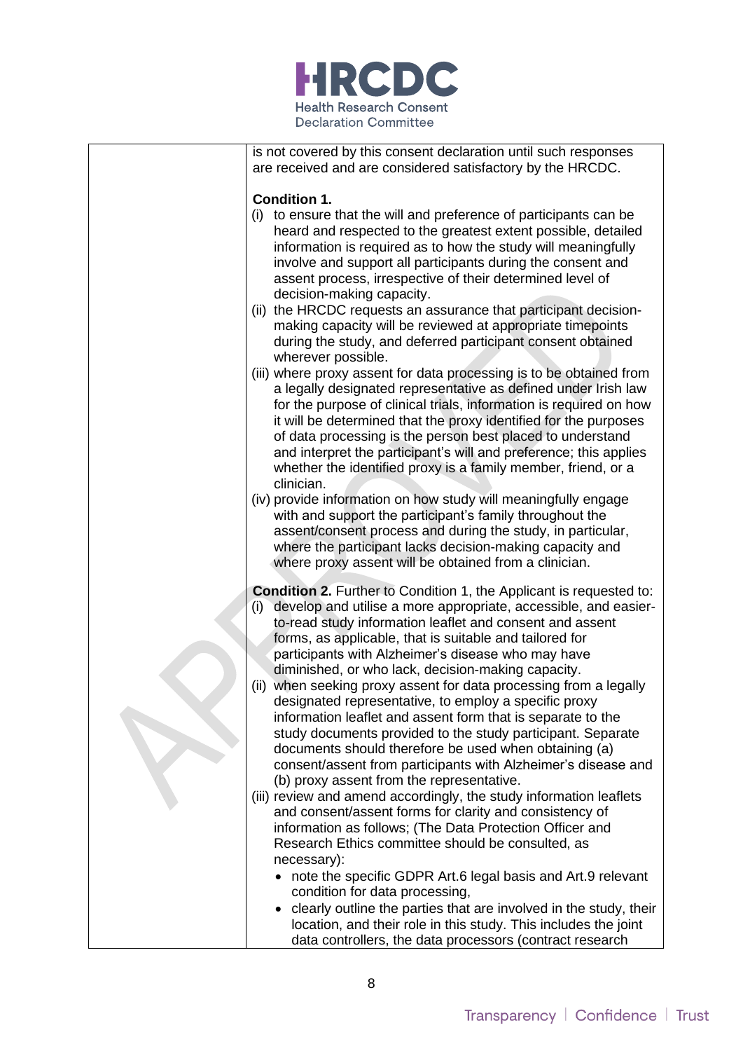| | is not covered by this consent declaration until such responses are received and are considered satisfactory by the HRCDC.<br><br>**Condition 1.**<br>(i) to ensure that the will and preference of participants can be heard and respected to the greatest extent possible, detailed information is required as to how the study will meaningfully involve and support all participants during the consent and assent process, irrespective of their determined level of decision-making capacity.<br>(ii) the HRCDC requests an assurance that participant decision-making capacity will be reviewed at appropriate timepoints during the study, and deferred participant consent obtained wherever possible.<br>(iii) where proxy assent for data processing is to be obtained from a legally designated representative as defined under Irish law for the purpose of clinical trials, information is required on how it will be determined that the proxy identified for the purposes of data processing is the person best placed to understand and interpret the participant's will and preference; this applies whether the identified proxy is a family member, friend, or a clinician.<br>(iv) provide information on how study will meaningfully engage with and support the participant's family throughout the assent/consent process and during the study, in particular, where the participant lacks decision-making capacity and where proxy assent will be obtained from a clinician.<br><br>**Condition 2.** Further to Condition 1, the Applicant is requested to:<br>(i) develop and utilise a more appropriate, accessible, and easier-to-read study information leaflet and consent and assent forms, as applicable, that is suitable and tailored for participants with Alzheimer's disease who may have diminished, or who lack, decision-making capacity.<br>(ii) when seeking proxy assent for data processing from a legally designated representative, to employ a specific proxy information leaflet and assent form that is separate to the study documents provided to the study participant. Separate documents should therefore be used when obtaining (a) consent/assent from participants with Alzheimer's disease and (b) proxy assent from the representative.<br>(iii) review and amend accordingly, the study information leaflets and consent/assent forms for clarity and consistency of information as follows; (The Data Protection Officer and Research Ethics committee should be consulted, as necessary):<br>• note the specific GDPR Art.6 legal basis and Art.9 relevant condition for data processing,<br>• clearly outline the parties that are involved in the study, their location, and their role in this study. This includes the joint data controllers, the data processors (contract research |
|---|---|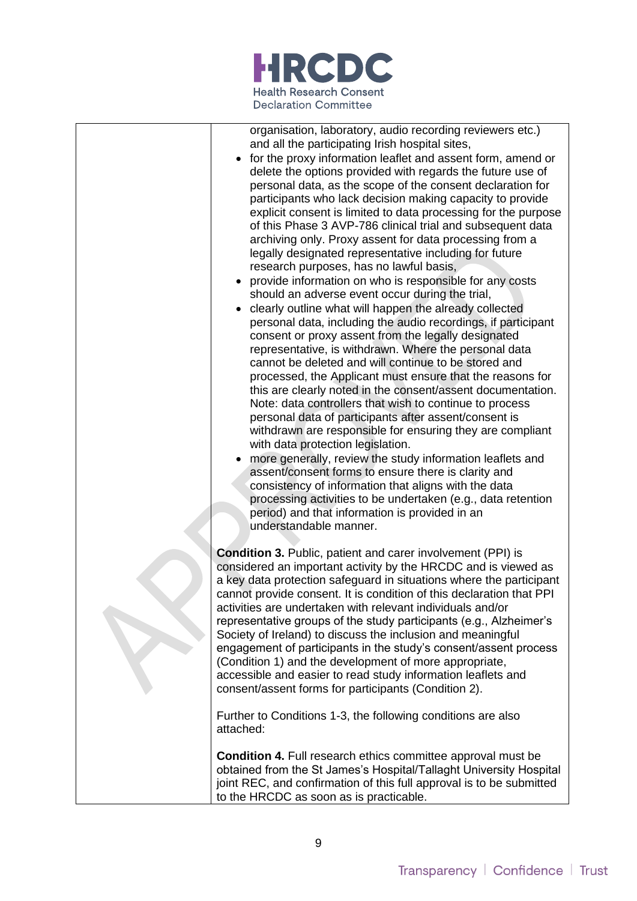| | organisation, laboratory, audio recording reviewers etc.) and all the participating Irish hospital sites,<br>• for the proxy information leaflet and assent form, amend or delete the options provided with regards the future use of personal data, as the scope of the consent declaration for participants who lack decision making capacity to provide explicit consent is limited to data processing for the purpose of this Phase 3 AVP-786 clinical trial and subsequent data archiving only. Proxy assent for data processing from a legally designated representative including for future research purposes, has no lawful basis,<br>• provide information on who is responsible for any costs should an adverse event occur during the trial,<br>• clearly outline what will happen the already collected personal data, including the audio recordings, if participant consent or proxy assent from the legally designated representative, is withdrawn. Where the personal data cannot be deleted and will continue to be stored and processed, the Applicant must ensure that the reasons for this are clearly noted in the consent/assent documentation. Note: data controllers that wish to continue to process personal data of participants after assent/consent is withdrawn are responsible for ensuring they are compliant with data protection legislation.<br>• more generally, review the study information leaflets and assent/consent forms to ensure there is clarity and consistency of information that aligns with the data processing activities to be undertaken (e.g., data retention period) and that information is provided in an understandable manner.<br><br>**Condition 3.** Public, patient and carer involvement (PPI) is considered an important activity by the HRCDC and is viewed as a key data protection safeguard in situations where the participant cannot provide consent. It is condition of this declaration that PPI activities are undertaken with relevant individuals and/or representative groups of the study participants (e.g., Alzheimer's Society of Ireland) to discuss the inclusion and meaningful engagement of participants in the study's consent/assent process (Condition 1) and the development of more appropriate, accessible and easier to read study information leaflets and consent/assent forms for participants (Condition 2).<br><br>Further to Conditions 1-3, the following conditions are also attached:<br><br>**Condition 4.** Full research ethics committee approval must be obtained from the St James's Hospital/Tallaght University Hospital joint REC, and confirmation of this full approval is to be submitted to the HRCDC as soon as is practicable. |
|---|---|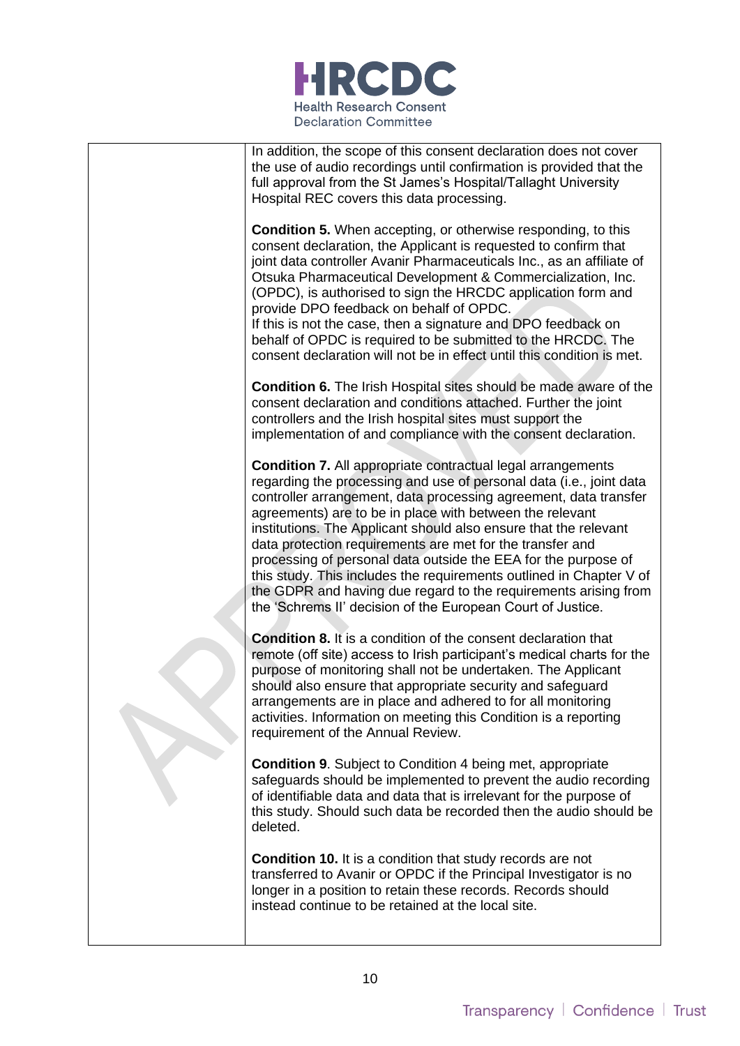| | |
|---|---|
| | In addition, the scope of this consent declaration does not cover the use of audio recordings until confirmation is provided that the full approval from the St James's Hospital/Tallaght University Hospital REC covers this data processing.<br><br>**Condition 5.** When accepting, or otherwise responding, to this consent declaration, the Applicant is requested to confirm that joint data controller Avanir Pharmaceuticals Inc., as an affiliate of Otsuka Pharmaceutical Development & Commercialization, Inc. (OPDC), is authorised to sign the HRCDC application form and provide DPO feedback on behalf of OPDC.<br>If this is not the case, then a signature and DPO feedback on behalf of OPDC is required to be submitted to the HRCDC. The consent declaration will not be in effect until this condition is met.<br><br>**Condition 6.** The Irish Hospital sites should be made aware of the consent declaration and conditions attached. Further the joint controllers and the Irish hospital sites must support the implementation of and compliance with the consent declaration.<br><br>**Condition 7.** All appropriate contractual legal arrangements regarding the processing and use of personal data (i.e., joint data controller arrangement, data processing agreement, data transfer agreements) are to be in place with between the relevant institutions. The Applicant should also ensure that the relevant data protection requirements are met for the transfer and processing of personal data outside the EEA for the purpose of this study. This includes the requirements outlined in Chapter V of the GDPR and having due regard to the requirements arising from the 'Schrems II' decision of the European Court of Justice.<br><br>**Condition 8.** It is a condition of the consent declaration that remote (off site) access to Irish participant's medical charts for the purpose of monitoring shall not be undertaken. The Applicant should also ensure that appropriate security and safeguard arrangements are in place and adhered to for all monitoring activities. Information on meeting this Condition is a reporting requirement of the Annual Review.<br><br>**Condition 9**. Subject to Condition 4 being met, appropriate safeguards should be implemented to prevent the audio recording of identifiable data and data that is irrelevant for the purpose of this study. Should such data be recorded then the audio should be deleted.<br><br>**Condition 10.** It is a condition that study records are not transferred to Avanir or OPDC if the Principal Investigator is no longer in a position to retain these records. Records should instead continue to be retained at the local site. |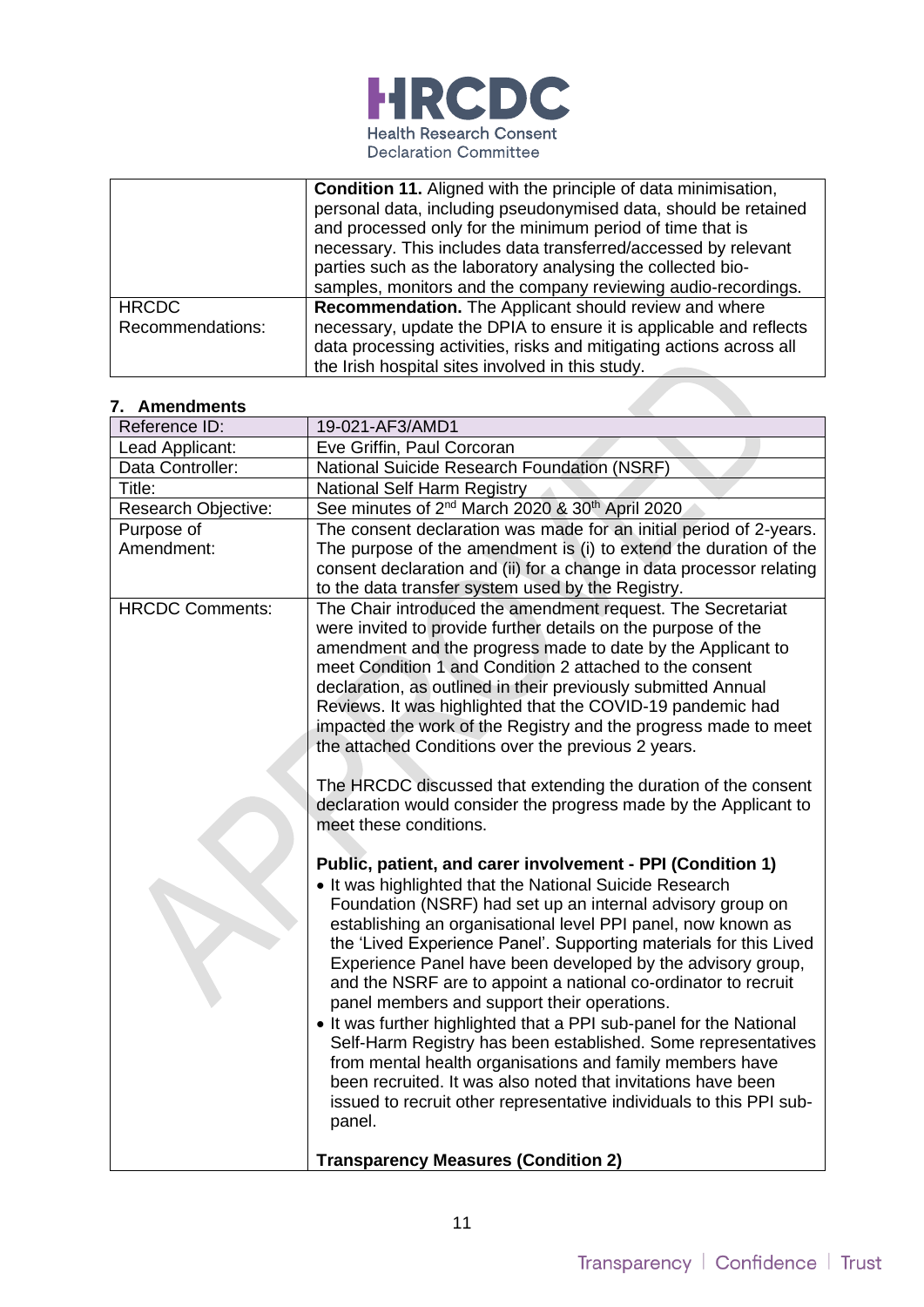| | |
|---|---|
| | **Condition 11.** Aligned with the principle of data minimisation, personal data, including pseudonymised data, should be retained and processed only for the minimum period of time that is necessary. This includes data transferred/accessed by relevant parties such as the laboratory analysing the collected bio-samples, monitors and the company reviewing audio-recordings. |
| HRCDC Recommendations: | **Recommendation.** The Applicant should review and where necessary, update the DPIA to ensure it is applicable and reflects data processing activities, risks and mitigating actions across all the Irish hospital sites involved in this study. |

## 7. Amendments

| | |
|---|---|
| Reference ID: | 19-021-AF3/AMD1 |
| Lead Applicant: | Eve Griffin, Paul Corcoran |
| Data Controller: | National Suicide Research Foundation (NSRF) |
| Title: | National Self Harm Registry |
| Research Objective: | See minutes of 2nd March 2020 & 30th April 2020 |
| Purpose of Amendment: | The consent declaration was made for an initial period of 2-years. The purpose of the amendment is (i) to extend the duration of the consent declaration and (ii) for a change in data processor relating to the data transfer system used by the Registry. |
| HRCDC Comments: | The Chair introduced the amendment request. The Secretariat were invited to provide further details on the purpose of the amendment and the progress made to date by the Applicant to meet Condition 1 and Condition 2 attached to the consent declaration, as outlined in their previously submitted Annual Reviews. It was highlighted that the COVID-19 pandemic had impacted the work of the Registry and the progress made to meet the attached Conditions over the previous 2 years.<br><br>The HRCDC discussed that extending the duration of the consent declaration would consider the progress made by the Applicant to meet these conditions.<br><br>**Public, patient, and carer involvement - PPI (Condition 1)**<br>• It was highlighted that the National Suicide Research Foundation (NSRF) had set up an internal advisory group on establishing an organisational level PPI panel, now known as the 'Lived Experience Panel'. Supporting materials for this Lived Experience Panel have been developed by the advisory group, and the NSRF are to appoint a national co-ordinator to recruit panel members and support their operations.<br>• It was further highlighted that a PPI sub-panel for the National Self-Harm Registry has been established. Some representatives from mental health organisations and family members have been recruited. It was also noted that invitations have been issued to recruit other representative individuals to this PPI sub-panel.<br><br>**Transparency Measures (Condition 2)** |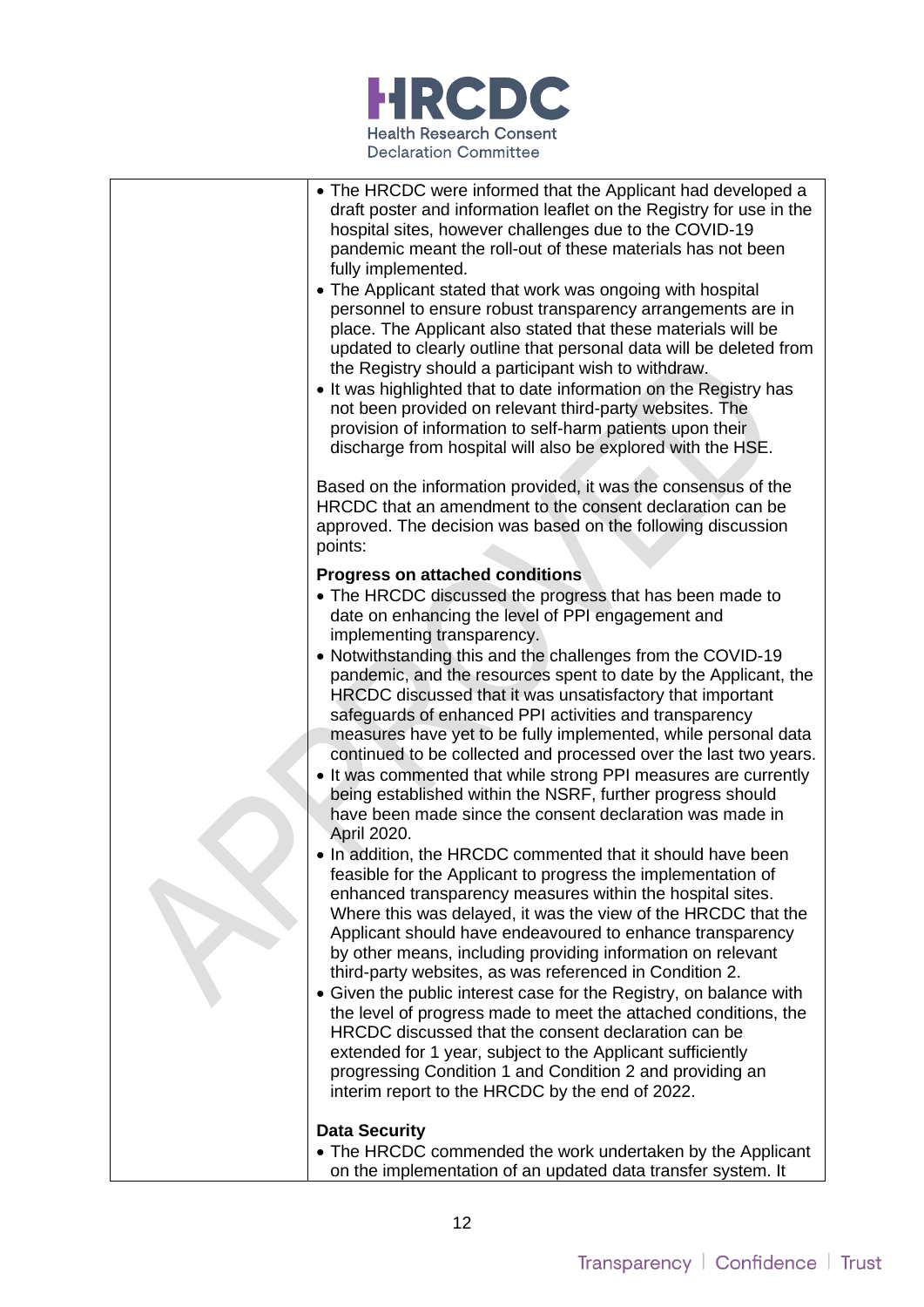| | • The HRCDC were informed that the Applicant had developed a draft poster and information leaflet on the Registry for use in the hospital sites, however challenges due to the COVID-19 pandemic meant the roll-out of these materials has not been fully implemented.<br>• The Applicant stated that work was ongoing with hospital personnel to ensure robust transparency arrangements are in place. The Applicant also stated that these materials will be updated to clearly outline that personal data will be deleted from the Registry should a participant wish to withdraw.<br>• It was highlighted that to date information on the Registry has not been provided on relevant third-party websites. The provision of information to self-harm patients upon their discharge from hospital will also be explored with the HSE.<br><br>Based on the information provided, it was the consensus of the HRCDC that an amendment to the consent declaration can be approved. The decision was based on the following discussion points:<br><br>**Progress on attached conditions**<br>• The HRCDC discussed the progress that has been made to date on enhancing the level of PPI engagement and implementing transparency.<br>• Notwithstanding this and the challenges from the COVID-19 pandemic, and the resources spent to date by the Applicant, the HRCDC discussed that it was unsatisfactory that important safeguards of enhanced PPI activities and transparency measures have yet to be fully implemented, while personal data continued to be collected and processed over the last two years.<br>• It was commented that while strong PPI measures are currently being established within the NSRF, further progress should have been made since the consent declaration was made in April 2020.<br>• In addition, the HRCDC commented that it should have been feasible for the Applicant to progress the implementation of enhanced transparency measures within the hospital sites. Where this was delayed, it was the view of the HRCDC that the Applicant should have endeavoured to enhance transparency by other means, including providing information on relevant third-party websites, as was referenced in Condition 2.<br>• Given the public interest case for the Registry, on balance with the level of progress made to meet the attached conditions, the HRCDC discussed that the consent declaration can be extended for 1 year, subject to the Applicant sufficiently progressing Condition 1 and Condition 2 and providing an interim report to the HRCDC by the end of 2022.<br><br>**Data Security**<br>• The HRCDC commended the work undertaken by the Applicant on the implementation of an updated data transfer system. It |
|---|---|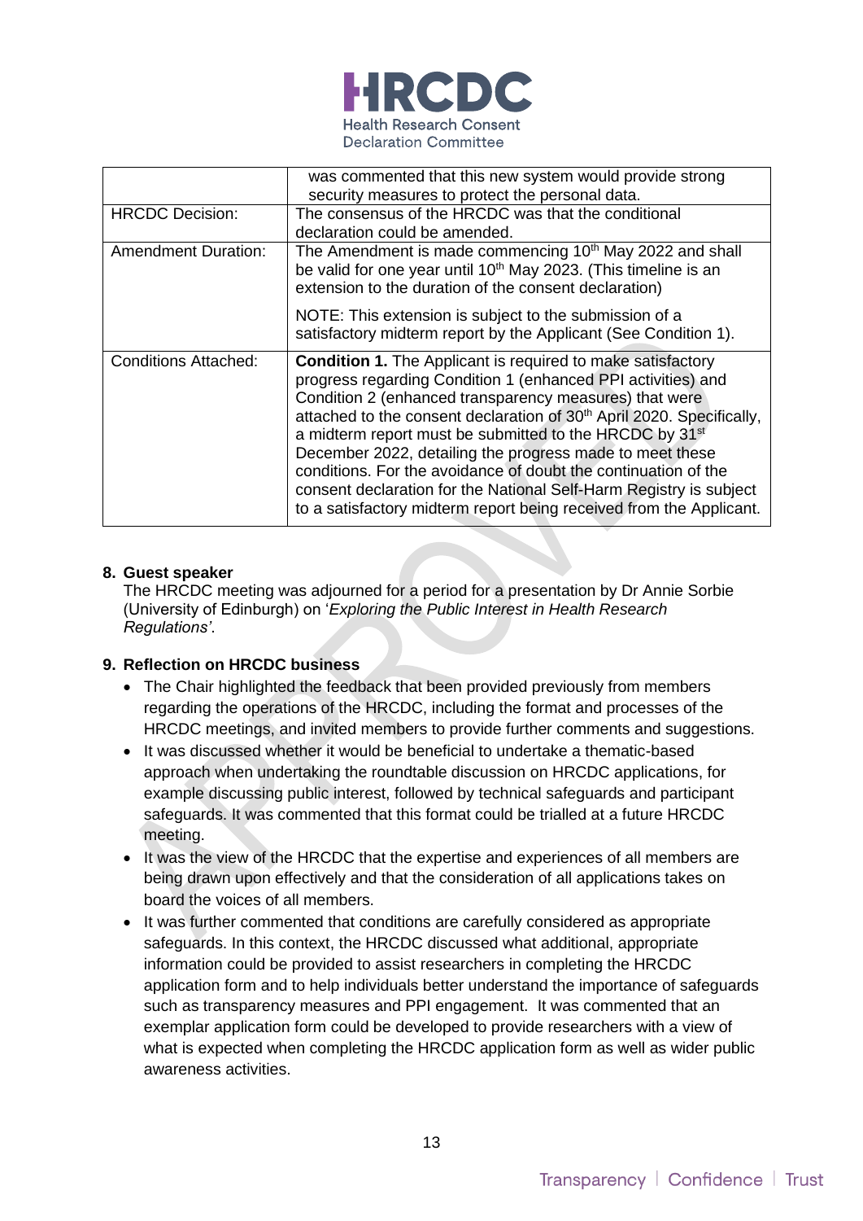| | |
|---|---|
| | was commented that this new system would provide strong security measures to protect the personal data. |
| HRCDC Decision: | The consensus of the HRCDC was that the conditional declaration could be amended. |
| Amendment Duration: | The Amendment is made commencing 10th May 2022 and shall be valid for one year until 10th May 2023. (This timeline is an extension to the duration of the consent declaration)<br><br>NOTE: This extension is subject to the submission of a satisfactory midterm report by the Applicant (See Condition 1). |
| Conditions Attached: | **Condition 1.** The Applicant is required to make satisfactory progress regarding Condition 1 (enhanced PPI activities) and Condition 2 (enhanced transparency measures) that were attached to the consent declaration of 30th April 2020. Specifically, a midterm report must be submitted to the HRCDC by 31st December 2022, detailing the progress made to meet these conditions. For the avoidance of doubt the continuation of the consent declaration for the National Self-Harm Registry is subject to a satisfactory midterm report being received from the Applicant. |

**8. Guest speaker**

The HRCDC meeting was adjourned for a period for a presentation by Dr Annie Sorbie (University of Edinburgh) on '*Exploring the Public Interest in Health Research Regulations'*.

**9. Reflection on HRCDC business**

- The Chair highlighted the feedback that been provided previously from members regarding the operations of the HRCDC, including the format and processes of the HRCDC meetings, and invited members to provide further comments and suggestions.
- It was discussed whether it would be beneficial to undertake a thematic-based approach when undertaking the roundtable discussion on HRCDC applications, for example discussing public interest, followed by technical safeguards and participant safeguards. It was commented that this format could be trialled at a future HRCDC meeting.
- It was the view of the HRCDC that the expertise and experiences of all members are being drawn upon effectively and that the consideration of all applications takes on board the voices of all members.
- It was further commented that conditions are carefully considered as appropriate safeguards. In this context, the HRCDC discussed what additional, appropriate information could be provided to assist researchers in completing the HRCDC application form and to help individuals better understand the importance of safeguards such as transparency measures and PPI engagement. It was commented that an exemplar application form could be developed to provide researchers with a view of what is expected when completing the HRCDC application form as well as wider public awareness activities.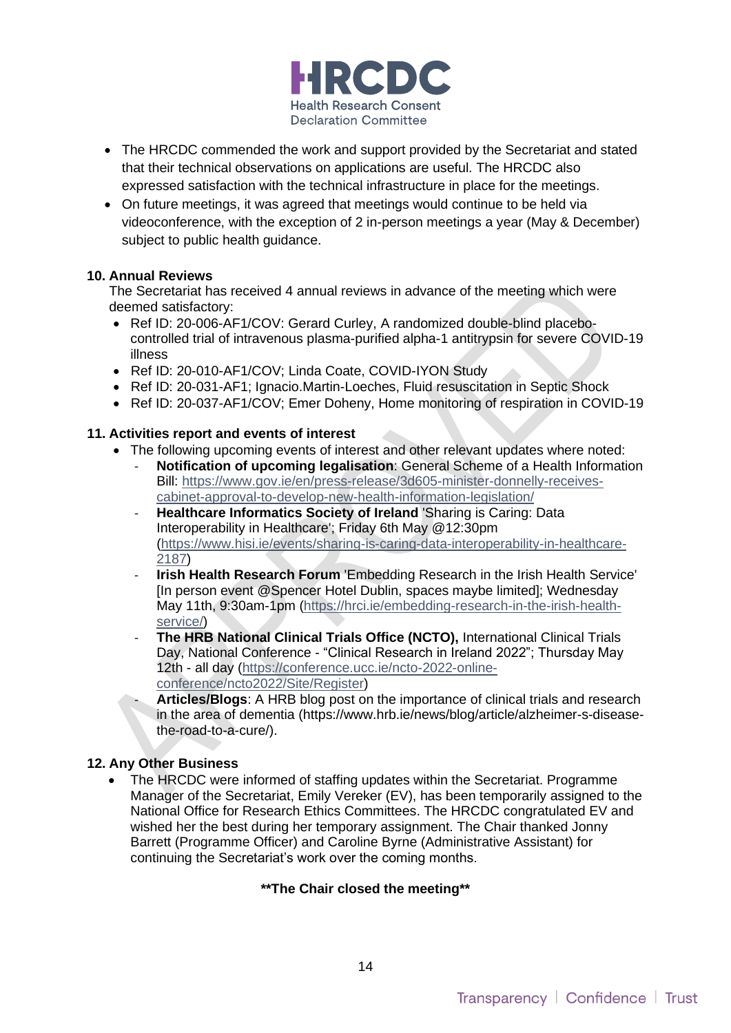- The HRCDC commended the work and support provided by the Secretariat and stated that their technical observations on applications are useful. The HRCDC also expressed satisfaction with the technical infrastructure in place for the meetings.
- On future meetings, it was agreed that meetings would continue to be held via videoconference, with the exception of 2 in-person meetings a year (May & December) subject to public health guidance.

**10. Annual Reviews**

The Secretariat has received 4 annual reviews in advance of the meeting which were deemed satisfactory:

- Ref ID: 20-006-AF1/COV: Gerard Curley, A randomized double-blind placebo-controlled trial of intravenous plasma-purified alpha-1 antitrypsin for severe COVID-19 illness
- Ref ID: 20-010-AF1/COV; Linda Coate, COVID-IYON Study
- Ref ID: 20-031-AF1; Ignacio.Martin-Loeches, Fluid resuscitation in Septic Shock
- Ref ID: 20-037-AF1/COV; Emer Doheny, Home monitoring of respiration in COVID-19

**11. Activities report and events of interest**

- The following upcoming events of interest and other relevant updates where noted:
  - **Notification of upcoming legalisation**: General Scheme of a Health Information Bill: https://www.gov.ie/en/press-release/3d605-minister-donnelly-receives-cabinet-approval-to-develop-new-health-information-legislation/
  - **Healthcare Informatics Society of Ireland** 'Sharing is Caring: Data Interoperability in Healthcare'; Friday 6th May @12:30pm (https://www.hisi.ie/events/sharing-is-caring-data-interoperability-in-healthcare-2187)
  - **Irish Health Research Forum** 'Embedding Research in the Irish Health Service' [In person event @Spencer Hotel Dublin, spaces maybe limited]; Wednesday May 11th, 9:30am-1pm (https://hrci.ie/embedding-research-in-the-irish-health-service/)
  - **The HRB National Clinical Trials Office (NCTO),** International Clinical Trials Day, National Conference - "Clinical Research in Ireland 2022"; Thursday May 12th - all day (https://conference.ucc.ie/ncto-2022-online-conference/ncto2022/Site/Register)
  - **Articles/Blogs**: A HRB blog post on the importance of clinical trials and research in the area of dementia (https://www.hrb.ie/news/blog/article/alzheimer-s-disease-the-road-to-a-cure/).

**12. Any Other Business**

- The HRCDC were informed of staffing updates within the Secretariat. Programme Manager of the Secretariat, Emily Vereker (EV), has been temporarily assigned to the National Office for Research Ethics Committees. The HRCDC congratulated EV and wished her the best during her temporary assignment. The Chair thanked Jonny Barrett (Programme Officer) and Caroline Byrne (Administrative Assistant) for continuing the Secretariat's work over the coming months.

**\*\*The Chair closed the meeting\*\***